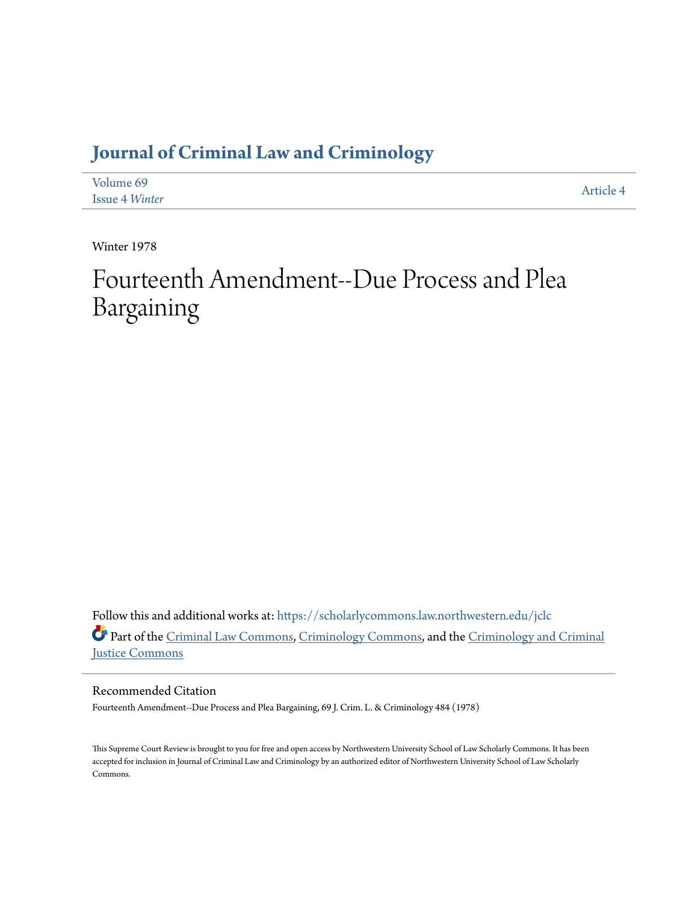# Journal of Criminal Law and Criminology

Volume 69
Issue 4 *Winter*

Article 4

Winter 1978

# Fourteenth Amendment--Due Process and Plea Bargaining

Follow this and additional works at: https://scholarlycommons.law.northwestern.edu/jclc

Part of the Criminal Law Commons, Criminology Commons, and the Criminology and Criminal Justice Commons

## Recommended Citation

Fourteenth Amendment--Due Process and Plea Bargaining, 69 J. Crim. L. & Criminology 484 (1978)

This Supreme Court Review is brought to you for free and open access by Northwestern University School of Law Scholarly Commons. It has been accepted for inclusion in Journal of Criminal Law and Criminology by an authorized editor of Northwestern University School of Law Scholarly Commons.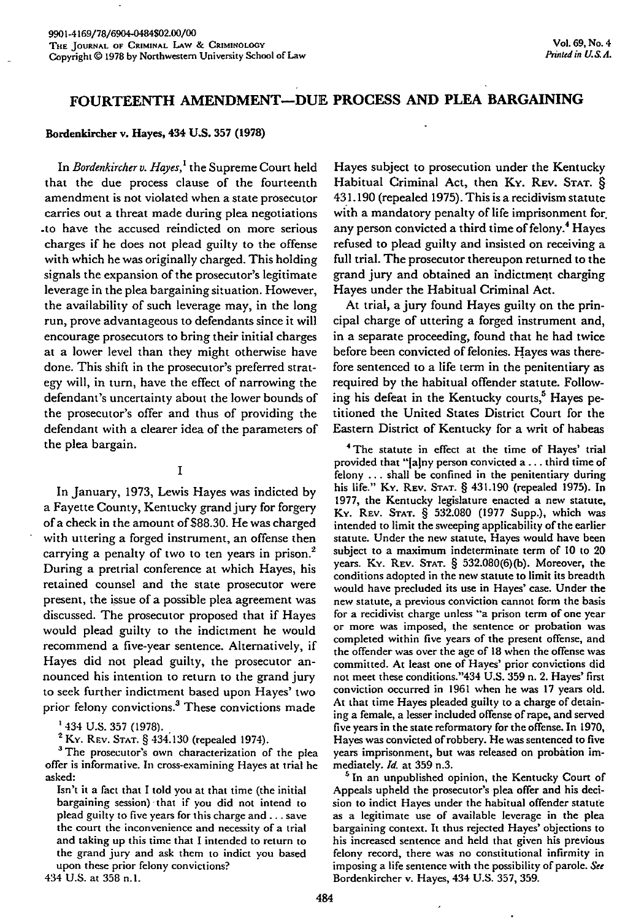# FOURTEENTH AMENDMENT—DUE PROCESS AND PLEA BARGAINING

**Bordenkircher v. Hayes, 434 U.S. 357 (1978)**

In *Bordenkircher v. Hayes*,[1] the Supreme Court held that the due process clause of the fourteenth amendment is not violated when a state prosecutor carries out a threat made during plea negotiations to have the accused reindicted on more serious charges if he does not plead guilty to the offense with which he was originally charged. This holding signals the expansion of the prosecutor's legitimate leverage in the plea bargaining situation. However, the availability of such leverage may, in the long run, prove advantageous to defendants since it will encourage prosecutors to bring their initial charges at a lower level than they might otherwise have done. This shift in the prosecutor's preferred strategy will, in turn, have the effect of narrowing the defendant's uncertainty about the lower bounds of the prosecutor's offer and thus of providing the defendant with a clearer idea of the parameters of the plea bargain.

## I

In January, 1973, Lewis Hayes was indicted by a Fayette County, Kentucky grand jury for forgery of a check in the amount of $88.30. He was charged with uttering a forged instrument, an offense then carrying a penalty of two to ten years in prison.[2] During a pretrial conference at which Hayes, his retained counsel and the state prosecutor were present, the issue of a possible plea agreement was discussed. The prosecutor proposed that if Hayes would plead guilty to the indictment he would recommend a five-year sentence. Alternatively, if Hayes did not plead guilty, the prosecutor announced his intention to return to the grand jury to seek further indictment based upon Hayes' two prior felony convictions.[3] These convictions made Hayes subject to prosecution under the Kentucky Habitual Criminal Act, then KY. REV. STAT. § 431.190 (repealed 1975). This is a recidivism statute with a mandatory penalty of life imprisonment for any person convicted a third time of felony.[4] Hayes refused to plead guilty and insisted on receiving a full trial. The prosecutor thereupon returned to the grand jury and obtained an indictment charging Hayes under the Habitual Criminal Act.

At trial, a jury found Hayes guilty on the principal charge of uttering a forged instrument and, in a separate proceeding, found that he had twice before been convicted of felonies. Hayes was therefore sentenced to a life term in the penitentiary as required by the habitual offender statute. Following his defeat in the Kentucky courts,[5] Hayes petitioned the United States District Court for the Eastern District of Kentucky for a writ of habeas

---

[1] 434 U.S. 357 (1978).

[2] KY. REV. STAT. § 434.130 (repealed 1974).

[3] The prosecutor's own characterization of the plea offer is informative. In cross-examining Hayes at trial he asked:

> Isn't it a fact that I told you at that time (the initial bargaining session) that if you did not intend to plead guilty to five years for this charge and . . . save the court the inconvenience and necessity of a trial and taking up this time that I intended to return to the grand jury and ask them to indict you based upon these prior felony convictions?

434 U.S. at 358 n.1.

[4] The statute in effect at the time of Hayes' trial provided that "[a]ny person convicted a . . . third time of felony . . . shall be confined in the penitentiary during his life." KY. REV. STAT. § 431.190 (repealed 1975). In 1977, the Kentucky legislature enacted a new statute, KY. REV. STAT. § 532.080 (1977 Supp.), which was intended to limit the sweeping applicability of the earlier statute. Under the new statute, Hayes would have been subject to a maximum indeterminate term of 10 to 20 years. KY. REV. STAT. § 532.080(6)(b). Moreover, the conditions adopted in the new statute to limit its breadth would have precluded its use in Hayes' case. Under the new statute, a previous conviction cannot form the basis for a recidivist charge unless "a prison term of one year or more was imposed, the sentence or probation was completed within five years of the present offense, and the offender was over the age of 18 when the offense was committed. At least one of Hayes' prior convictions did not meet these conditions."434 U.S. 359 n. 2. Hayes' first conviction occurred in 1961 when he was 17 years old. At that time Hayes pleaded guilty to a charge of detaining a female, a lesser included offense of rape, and served five years in the state reformatory for the offense. In 1970, Hayes was convicted of robbery. He was sentenced to five years imprisonment, but was released on probation immediately. *Id.* at 359 n.3.

[5] In an unpublished opinion, the Kentucky Court of Appeals upheld the prosecutor's plea offer and his decision to indict Hayes under the habitual offender statute as a legitimate use of available leverage in the plea bargaining context. It thus rejected Hayes' objections to his increased sentence and held that given his previous felony record, there was no constitutional infirmity in imposing a life sentence with the possibility of parole. *See* Bordenkircher v. Hayes, 434 U.S. 357, 359.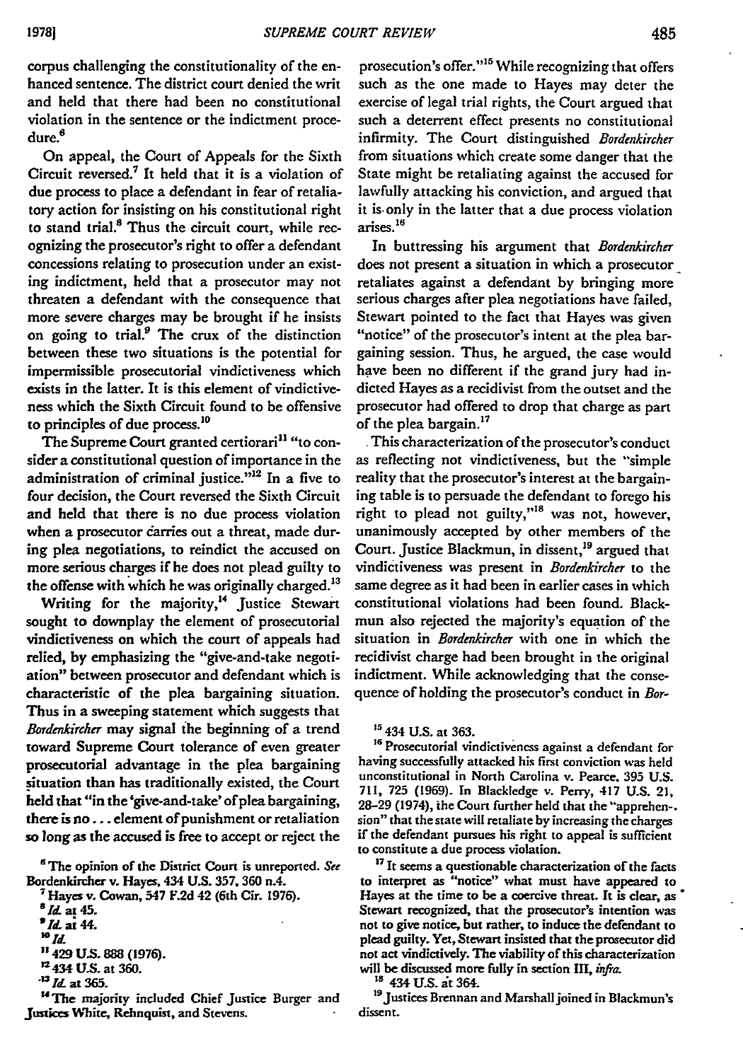corpus challenging the constitutionality of the enhanced sentence. The district court denied the writ and held that there had been no constitutional violation in the sentence or the indictment procedure.[6]

On appeal, the Court of Appeals for the Sixth Circuit reversed.[7] It held that it is a violation of due process to place a defendant in fear of retaliatory action for insisting on his constitutional right to stand trial.[8] Thus the circuit court, while recognizing the prosecutor's right to offer a defendant concessions relating to prosecution under an existing indictment, held that a prosecutor may not threaten a defendant with the consequence that more severe charges may be brought if he insists on going to trial.[9] The crux of the distinction between these two situations is the potential for impermissible prosecutorial vindictiveness which exists in the latter. It is this element of vindictiveness which the Sixth Circuit found to be offensive to principles of due process.[10]

The Supreme Court granted certiorari[11] "to consider a constitutional question of importance in the administration of criminal justice."[12] In a five to four decision, the Court reversed the Sixth Circuit and held that there is no due process violation when a prosecutor carries out a threat, made during plea negotiations, to reindict the accused on more serious charges if he does not plead guilty to the offense with which he was originally charged.[13]

Writing for the majority,[14] Justice Stewart sought to downplay the element of prosecutorial vindictiveness on which the court of appeals had relied, by emphasizing the "give-and-take negotiation" between prosecutor and defendant which is characteristic of the plea bargaining situation. Thus in a sweeping statement which suggests that *Bordenkircher* may signal the beginning of a trend toward Supreme Court tolerance of even greater prosecutorial advantage in the plea bargaining situation than has traditionally existed, the Court held that "in the 'give-and-take' of plea bargaining, there is no . . . element of punishment or retaliation so long as the accused is free to accept or reject the prosecution's offer."[15] While recognizing that offers such as the one made to Hayes may deter the exercise of legal trial rights, the Court argued that such a deterrent effect presents no constitutional infirmity. The Court distinguished *Bordenkircher* from situations which create some danger that the State might be retaliating against the accused for lawfully attacking his conviction, and argued that it is only in the latter that a due process violation arises.[16]

In buttressing his argument that *Bordenkircher* does not present a situation in which a prosecutor retaliates against a defendant by bringing more serious charges after plea negotiations have failed, Stewart pointed to the fact that Hayes was given "notice" of the prosecutor's intent at the plea bargaining session. Thus, he argued, the case would have been no different if the grand jury had indicted Hayes as a recidivist from the outset and the prosecutor had offered to drop that charge as part of the plea bargain.[17]

This characterization of the prosecutor's conduct as reflecting not vindictiveness, but the "simple reality that the prosecutor's interest at the bargaining table is to persuade the defendant to forego his right to plead not guilty,"[18] was not, however, unanimously accepted by other members of the Court. Justice Blackmun, in dissent,[19] argued that vindictiveness was present in *Bordenkircher* to the same degree as it had been in earlier cases in which constitutional violations had been found. Blackmun also rejected the majority's equation of the situation in *Bordenkircher* with one in which the recidivist charge had been brought in the original indictment. While acknowledging that the consequence of holding the prosecutor's conduct in *Bor-*

[6] The opinion of the District Court is unreported. *See* Bordenkircher v. Hayes, 434 U.S. 357, 360 n.4.

[7] Hayes v. Cowan, 547 F.2d 42 (6th Cir. 1976).

[8] *Id.* at 45.

[9] *Id.* at 44.

[10] *Id.*

[11] 429 U.S. 888 (1976).

[12] 434 U.S. at 360.

[13] *Id.* at 365.

[14] The majority included Chief Justice Burger and Justices White, Rehnquist, and Stevens.

[15] 434 U.S. at 363.

[16] Prosecutorial vindictiveness against a defendant for having successfully attacked his first conviction was held unconstitutional in North Carolina v. Pearce, 395 U.S. 711, 725 (1969). In Blackledge v. Perry, 417 U.S. 21, 28–29 (1974), the Court further held that the "apprehension" that the state will retaliate by increasing the charges if the defendant pursues his right to appeal is sufficient to constitute a due process violation.

[17] It seems a questionable characterization of the facts to interpret as "notice" what must have appeared to Hayes at the time to be a coercive threat. It is clear, as Stewart recognized, that the prosecutor's intention was not to give notice, but rather, to induce the defendant to plead guilty. Yet, Stewart insisted that the prosecutor did not act vindictively. The viability of this characterization will be discussed more fully in section III, *infra.*

[18] 434 U.S. at 364.

[19] Justices Brennan and Marshall joined in Blackmun's dissent.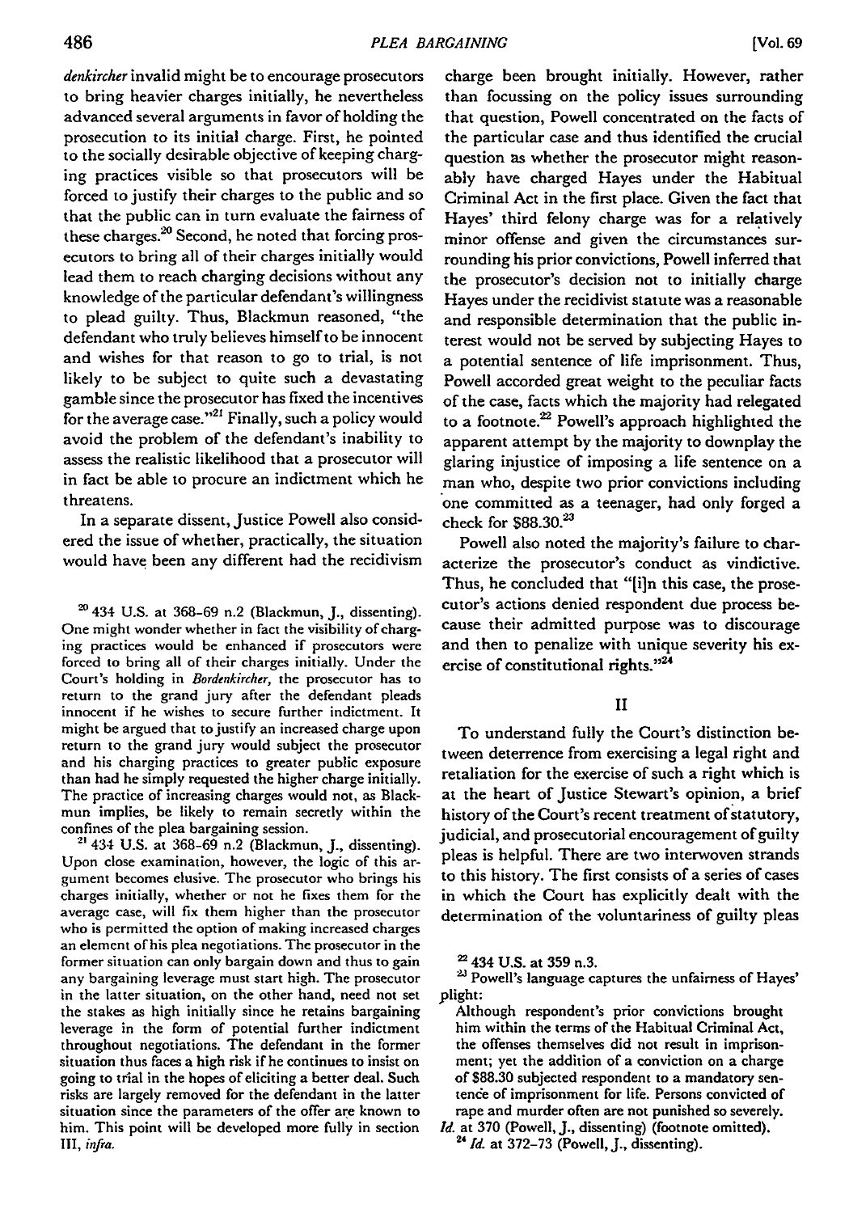*denkircher* invalid might be to encourage prosecutors to bring heavier charges initially, he nevertheless advanced several arguments in favor of holding the prosecution to its initial charge. First, he pointed to the socially desirable objective of keeping charging practices visible so that prosecutors will be forced to justify their charges to the public and so that the public can in turn evaluate the fairness of these charges.[20] Second, he noted that forcing prosecutors to bring all of their charges initially would lead them to reach charging decisions without any knowledge of the particular defendant's willingness to plead guilty. Thus, Blackmun reasoned, "the defendant who truly believes himself to be innocent and wishes for that reason to go to trial, is not likely to be subject to quite such a devastating gamble since the prosecutor has fixed the incentives for the average case."[21] Finally, such a policy would avoid the problem of the defendant's inability to assess the realistic likelihood that a prosecutor will in fact be able to procure an indictment which he threatens.

In a separate dissent, Justice Powell also considered the issue of whether, practically, the situation would have been any different had the recidivism charge been brought initially. However, rather than focussing on the policy issues surrounding that question, Powell concentrated on the facts of the particular case and thus identified the crucial question as whether the prosecutor might reasonably have charged Hayes under the Habitual Criminal Act in the first place. Given the fact that Hayes' third felony charge was for a relatively minor offense and given the circumstances surrounding his prior convictions, Powell inferred that the prosecutor's decision not to initially charge Hayes under the recidivist statute was a reasonable and responsible determination that the public interest would not be served by subjecting Hayes to a potential sentence of life imprisonment. Thus, Powell accorded great weight to the peculiar facts of the case, facts which the majority had relegated to a footnote.[22] Powell's approach highlighted the apparent attempt by the majority to downplay the glaring injustice of imposing a life sentence on a man who, despite two prior convictions including one committed as a teenager, had only forged a check for $88.30.[23]

Powell also noted the majority's failure to characterize the prosecutor's conduct as vindictive. Thus, he concluded that "[i]n this case, the prosecutor's actions denied respondent due process because their admitted purpose was to discourage and then to penalize with unique severity his exercise of constitutional rights."[24]

## II

To understand fully the Court's distinction between deterrence from exercising a legal right and retaliation for the exercise of such a right which is at the heart of Justice Stewart's opinion, a brief history of the Court's recent treatment of statutory, judicial, and prosecutorial encouragement of guilty pleas is helpful. There are two interwoven strands to this history. The first consists of a series of cases in which the Court has explicitly dealt with the determination of the voluntariness of guilty pleas

---

[20] 434 U.S. at 368–69 n.2 (Blackmun, J., dissenting). One might wonder whether in fact the visibility of charging practices would be enhanced if prosecutors were forced to bring all of their charges initially. Under the Court's holding in *Bordenkircher*, the prosecutor has to return to the grand jury after the defendant pleads innocent if he wishes to secure further indictment. It might be argued that to justify an increased charge upon return to the grand jury would subject the prosecutor and his charging practices to greater public exposure than had he simply requested the higher charge initially. The practice of increasing charges would not, as Blackmun implies, be likely to remain secretly within the confines of the plea bargaining session.

[21] 434 U.S. at 368–69 n.2 (Blackmun, J., dissenting). Upon close examination, however, the logic of this argument becomes elusive. The prosecutor who brings his charges initially, whether or not he fixes them for the average case, will fix them higher than the prosecutor who is permitted the option of making increased charges an element of his plea negotiations. The prosecutor in the former situation can only bargain down and thus to gain any bargaining leverage must start high. The prosecutor in the latter situation, on the other hand, need not set the stakes as high initially since he retains bargaining leverage in the form of potential further indictment throughout negotiations. The defendant in the former situation thus faces a high risk if he continues to insist on going to trial in the hopes of eliciting a better deal. Such risks are largely removed for the defendant in the latter situation since the parameters of the offer are known to him. This point will be developed more fully in section III, *infra*.

[22] 434 U.S. at 359 n.3.

[23] Powell's language captures the unfairness of Hayes' plight:

> Although respondent's prior convictions brought him within the terms of the Habitual Criminal Act, the offenses themselves did not result in imprisonment; yet the addition of a conviction on a charge of $88.30 subjected respondent to a mandatory sentence of imprisonment for life. Persons convicted of rape and murder often are not punished so severely.

*Id.* at 370 (Powell, J., dissenting) (footnote omitted).

[24] *Id.* at 372–73 (Powell, J., dissenting).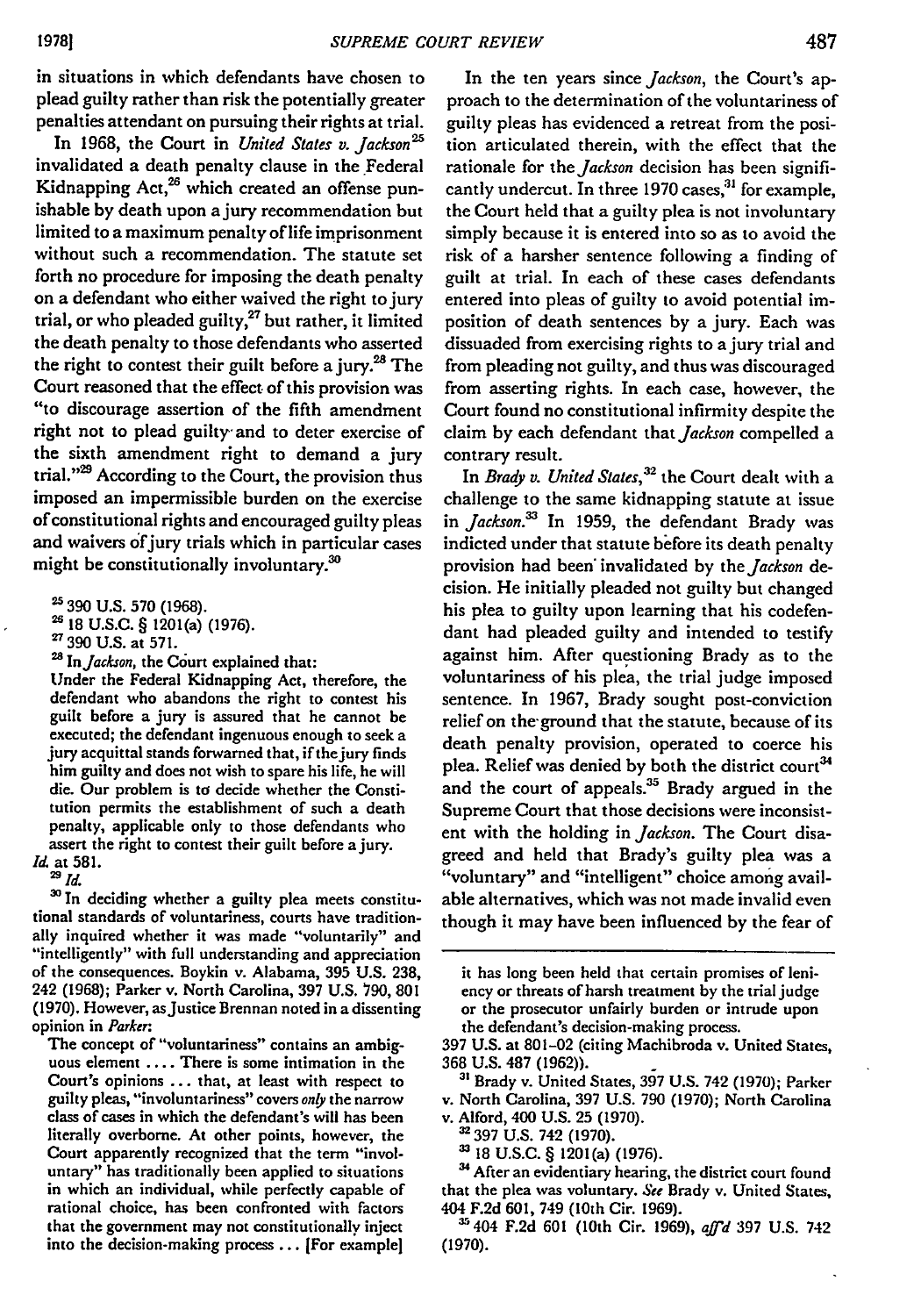in situations in which defendants have chosen to plead guilty rather than risk the potentially greater penalties attendant on pursuing their rights at trial.

In 1968, the Court in *United States v. Jackson*[25] invalidated a death penalty clause in the Federal Kidnapping Act,[26] which created an offense punishable by death upon a jury recommendation but limited to a maximum penalty of life imprisonment without such a recommendation. The statute set forth no procedure for imposing the death penalty on a defendant who either waived the right to jury trial, or who pleaded guilty,[27] but rather, it limited the death penalty to those defendants who asserted the right to contest their guilt before a jury.[28] The Court reasoned that the effect of this provision was "to discourage assertion of the fifth amendment right not to plead guilty and to deter exercise of the sixth amendment right to demand a jury trial."[29] According to the Court, the provision thus imposed an impermissible burden on the exercise of constitutional rights and encouraged guilty pleas and waivers of jury trials which in particular cases might be constitutionally involuntary.[30]

In the ten years since *Jackson*, the Court's approach to the determination of the voluntariness of guilty pleas has evidenced a retreat from the position articulated therein, with the effect that the rationale for the *Jackson* decision has been significantly undercut. In three 1970 cases,[31] for example, the Court held that a guilty plea is not involuntary simply because it is entered into so as to avoid the risk of a harsher sentence following a finding of guilt at trial. In each of these cases defendants entered into pleas of guilty to avoid potential imposition of death sentences by a jury. Each was dissuaded from exercising rights to a jury trial and from pleading not guilty, and thus was discouraged from asserting rights. In each case, however, the Court found no constitutional infirmity despite the claim by each defendant that *Jackson* compelled a contrary result.

In *Brady v. United States*,[32] the Court dealt with a challenge to the same kidnapping statute at issue in *Jackson*.[33] In 1959, the defendant Brady was indicted under that statute before its death penalty provision had been invalidated by the *Jackson* decision. He initially pleaded not guilty but changed his plea to guilty upon learning that his codefendant had pleaded guilty and intended to testify against him. After questioning Brady as to the voluntariness of his plea, the trial judge imposed sentence. In 1967, Brady sought post-conviction relief on the ground that the statute, because of its death penalty provision, operated to coerce his plea. Relief was denied by both the district court[34] and the court of appeals.[35] Brady argued in the Supreme Court that those decisions were inconsistent with the holding in *Jackson*. The Court disagreed and held that Brady's guilty plea was a "voluntary" and "intelligent" choice among available alternatives, which was not made invalid even though it may have been influenced by the fear of

[25] 390 U.S. 570 (1968).

[26] 18 U.S.C. § 1201(a) (1976).

[27] 390 U.S. at 571.

[28] In *Jackson*, the Court explained that:

> Under the Federal Kidnapping Act, therefore, the defendant who abandons the right to contest his guilt before a jury is assured that he cannot be executed; the defendant ingenuous enough to seek a jury acquittal stands forwarned that, if the jury finds him guilty and does not wish to spare his life, he will die. Our problem is to decide whether the Constitution permits the establishment of such a death penalty, applicable only to those defendants who assert the right to contest their guilt before a jury.

*Id.* at 581.

[29] *Id.*

[30] In deciding whether a guilty plea meets constitutional standards of voluntariness, courts have traditionally inquired whether it was made "voluntarily" and "intelligently" with full understanding and appreciation of the consequences. Boykin v. Alabama, 395 U.S. 238, 242 (1968); Parker v. North Carolina, 397 U.S. 790, 801 (1970). However, as Justice Brennan noted in a dissenting opinion in *Parker*:

> The concept of "voluntariness" contains an ambiguous element .... There is some intimation in the Court's opinions ... that, at least with respect to guilty pleas, "involuntariness" covers *only* the narrow class of cases in which the defendant's will has been literally overborne. At other points, however, the Court apparently recognized that the term "involuntary" has traditionally been applied to situations in which an individual, while perfectly capable of rational choice, has been confronted with factors that the government may not constitutionally inject into the decision-making process ... [For example] it has long been held that certain promises of leniency or threats of harsh treatment by the trial judge or the prosecutor unfairly burden or intrude upon the defendant's decision-making process.

397 U.S. at 801-02 (citing Machibroda v. United States, 368 U.S. 487 (1962)).

[31] Brady v. United States, 397 U.S. 742 (1970); Parker v. North Carolina, 397 U.S. 790 (1970); North Carolina v. Alford, 400 U.S. 25 (1970).

[32] 397 U.S. 742 (1970).

[33] 18 U.S.C. § 1201(a) (1976).

[34] After an evidentiary hearing, the district court found that the plea was voluntary. *See* Brady v. United States, 404 F.2d 601, 749 (10th Cir. 1969).

[35] 404 F.2d 601 (10th Cir. 1969), *aff'd* 397 U.S. 742 (1970).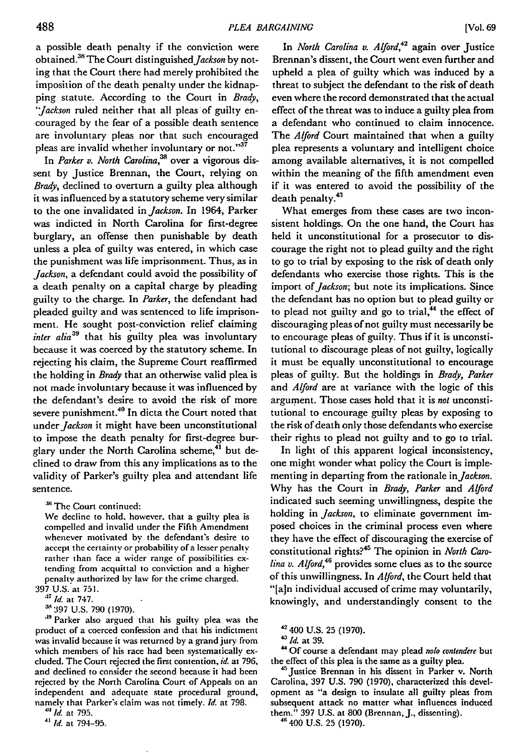a possible death penalty if the conviction were obtained.[36] The Court distinguished *Jackson* by noting that the Court there had merely prohibited the imposition of the death penalty under the kidnapping statute. According to the Court in *Brady*, "*Jackson* ruled neither that all pleas of guilty encouraged by the fear of a possible death sentence are involuntary pleas nor that such encouraged pleas are invalid whether involuntary or not."[37]

In *Parker v. North Carolina*,[38] over a vigorous dissent by Justice Brennan, the Court, relying on *Brady*, declined to overturn a guilty plea although it was influenced by a statutory scheme very similar to the one invalidated in *Jackson*. In 1964, Parker was indicted in North Carolina for first-degree burglary, an offense then punishable by death unless a plea of guilty was entered, in which case the punishment was life imprisonment. Thus, as in *Jackson*, a defendant could avoid the possibility of a death penalty on a capital charge by pleading guilty to the charge. In *Parker*, the defendant had pleaded guilty and was sentenced to life imprisonment. He sought post-conviction relief claiming *inter alia*[39] that his guilty plea was involuntary because it was coerced by the statutory scheme. In rejecting his claim, the Supreme Court reaffirmed the holding in *Brady* that an otherwise valid plea is not made involuntary because it was influenced by the defendant's desire to avoid the risk of more severe punishment.[40] In dicta the Court noted that under *Jackson* it might have been unconstitutional to impose the death penalty for first-degree burglary under the North Carolina scheme,[41] but declined to draw from this any implications as to the validity of Parker's guilty plea and attendant life sentence.

In *North Carolina v. Alford*,[42] again over Justice Brennan's dissent, the Court went even further and upheld a plea of guilty which was induced by a threat to subject the defendant to the risk of death even where the record demonstrated that the actual effect of the threat was to induce a guilty plea from a defendant who continued to claim innocence. The *Alford* Court maintained that when a guilty plea represents a voluntary and intelligent choice among available alternatives, it is not compelled within the meaning of the fifth amendment even if it was entered to avoid the possibility of the death penalty.[43]

What emerges from these cases are two inconsistent holdings. On the one hand, the Court has held it unconstitutional for a prosecutor to discourage the right not to plead guilty and the right to go to trial by exposing to the risk of death only defendants who exercise those rights. This is the import of *Jackson*; but note its implications. Since the defendant has no option but to plead guilty or to plead not guilty and go to trial,[44] the effect of discouraging pleas of not guilty must necessarily be to encourage pleas of guilty. Thus if it is unconstitutional to discourage pleas of not guilty, logically it must be equally unconstitutional to encourage pleas of guilty. But the holdings in *Brady*, *Parker* and *Alford* are at variance with the logic of this argument. Those cases hold that it is *not* unconstitutional to encourage guilty pleas by exposing to the risk of death only those defendants who exercise their rights to plead not guilty and to go to trial.

In light of this apparent logical inconsistency, one might wonder what policy the Court is implementing in departing from the rationale in *Jackson*. Why has the Court in *Brady*, *Parker* and *Alford* indicated such seeming unwillingness, despite the holding in *Jackson*, to eliminate government imposed choices in the criminal process even where they have the effect of discouraging the exercise of constitutional rights?[45] The opinion in *North Carolina v. Alford*,[46] provides some clues as to the source of this unwillingness. In *Alford*, the Court held that "[a]n individual accused of crime may voluntarily, knowingly, and understandingly consent to the

---

[36] The Court continued:

> We decline to hold, however, that a guilty plea is compelled and invalid under the Fifth Amendment whenever motivated by the defendant's desire to accept the certainty or probability of a lesser penalty rather than face a wider range of possibilities extending from acquittal to conviction and a higher penalty authorized by law for the crime charged.

397 U.S. at 751.

[37] *Id.* at 747.

[38] 397 U.S. 790 (1970).

[39] Parker also argued that his guilty plea was the product of a coerced confession and that his indictment was invalid because it was returned by a grand jury from which members of his race had been systematically excluded. The Court rejected the first contention, *id.* at 796, and declined to consider the second because it had been rejected by the North Carolina Court of Appeals on an independent and adequate state procedural ground, namely that Parker's claim was not timely. *Id.* at 798.

[40] *Id.* at 795.

[41] *Id.* at 794–95.

[42] 400 U.S. 25 (1970).

[43] *Id.* at 39.

[44] Of course a defendant may plead *nolo contendere* but the effect of this plea is the same as a guilty plea.

[45] Justice Brennan in his dissent in Parker v. North Carolina, 397 U.S. 790 (1970), characterized this development as "a design to insulate all guilty pleas from subsequent attack no matter what influences induced them." 397 U.S. at 800 (Brennan, J., dissenting).

[46] 400 U.S. 25 (1970).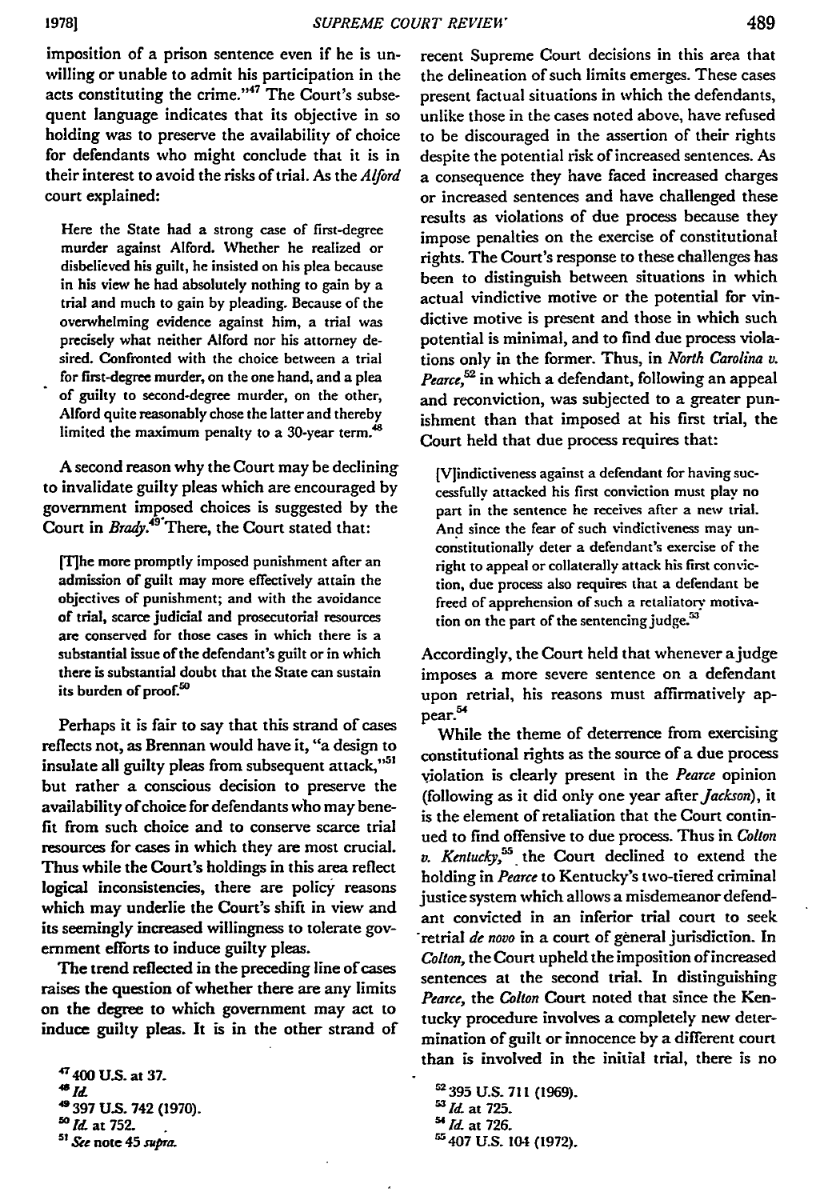imposition of a prison sentence even if he is unwilling or unable to admit his participation in the acts constituting the crime."[47] The Court's subsequent language indicates that its objective in so holding was to preserve the availability of choice for defendants who might conclude that it is in their interest to avoid the risks of trial. As the *Alford* court explained:

> Here the State had a strong case of first-degree murder against Alford. Whether he realized or disbelieved his guilt, he insisted on his plea because in his view he had absolutely nothing to gain by a trial and much to gain by pleading. Because of the overwhelming evidence against him, a trial was precisely what neither Alford nor his attorney desired. Confronted with the choice between a trial for first-degree murder, on the one hand, and a plea of guilty to second-degree murder, on the other, Alford quite reasonably chose the latter and thereby limited the maximum penalty to a 30-year term.[48]

A second reason why the Court may be declining to invalidate guilty pleas which are encouraged by government imposed choices is suggested by the Court in *Brady*.[49] There, the Court stated that:

> [T]he more promptly imposed punishment after an admission of guilt may more effectively attain the objectives of punishment; and with the avoidance of trial, scarce judicial and prosecutorial resources are conserved for those cases in which there is a substantial issue of the defendant's guilt or in which there is substantial doubt that the State can sustain its burden of proof.[50]

Perhaps it is fair to say that this strand of cases reflects not, as Brennan would have it, "a design to insulate all guilty pleas from subsequent attack,"[51] but rather a conscious decision to preserve the availability of choice for defendants who may benefit from such choice and to conserve scarce trial resources for cases in which they are most crucial. Thus while the Court's holdings in this area reflect logical inconsistencies, there are policy reasons which may underlie the Court's shift in view and its seemingly increased willingness to tolerate government efforts to induce guilty pleas.

The trend reflected in the preceding line of cases raises the question of whether there are any limits on the degree to which government may act to induce guilty pleas. It is in the other strand of recent Supreme Court decisions in this area that the delineation of such limits emerges. These cases present factual situations in which the defendants, unlike those in the cases noted above, have refused to be discouraged in the assertion of their rights despite the potential risk of increased sentences. As a consequence they have faced increased charges or increased sentences and have challenged these results as violations of due process because they impose penalties on the exercise of constitutional rights. The Court's response to these challenges has been to distinguish between situations in which actual vindictive motive or the potential for vindictive motive is present and those in which such potential is minimal, and to find due process violations only in the former. Thus, in *North Carolina v. Pearce*,[52] in which a defendant, following an appeal and reconviction, was subjected to a greater punishment than that imposed at his first trial, the Court held that due process requires that:

> [V]indictiveness against a defendant for having successfully attacked his first conviction must play no part in the sentence he receives after a new trial. And since the fear of such vindictiveness may unconstitutionally deter a defendant's exercise of the right to appeal or collaterally attack his first conviction, due process also requires that a defendant be freed of apprehension of such a retaliatory motivation on the part of the sentencing judge.[53]

Accordingly, the Court held that whenever a judge imposes a more severe sentence on a defendant upon retrial, his reasons must affirmatively appear.[54]

While the theme of deterrence from exercising constitutional rights as the source of a due process violation is clearly present in the *Pearce* opinion (following as it did only one year after *Jackson*), it is the element of retaliation that the Court continued to find offensive to due process. Thus in *Colton v. Kentucky*,[55] the Court declined to extend the holding in *Pearce* to Kentucky's two-tiered criminal justice system which allows a misdemeanor defendant convicted in an inferior trial court to seek retrial *de novo* in a court of general jurisdiction. In *Colton*, the Court upheld the imposition of increased sentences at the second trial. In distinguishing *Pearce*, the *Colton* Court noted that since the Kentucky procedure involves a completely new determination of guilt or innocence by a different court than is involved in the initial trial, there is no

[47] 400 U.S. at 37.
[48] *Id.*
[49] 397 U.S. 742 (1970).
[50] *Id.* at 752.
[51] *See* note 45 *supra*.
[52] 395 U.S. 711 (1969).
[53] *Id.* at 725.
[54] *Id.* at 726.
[55] 407 U.S. 104 (1972).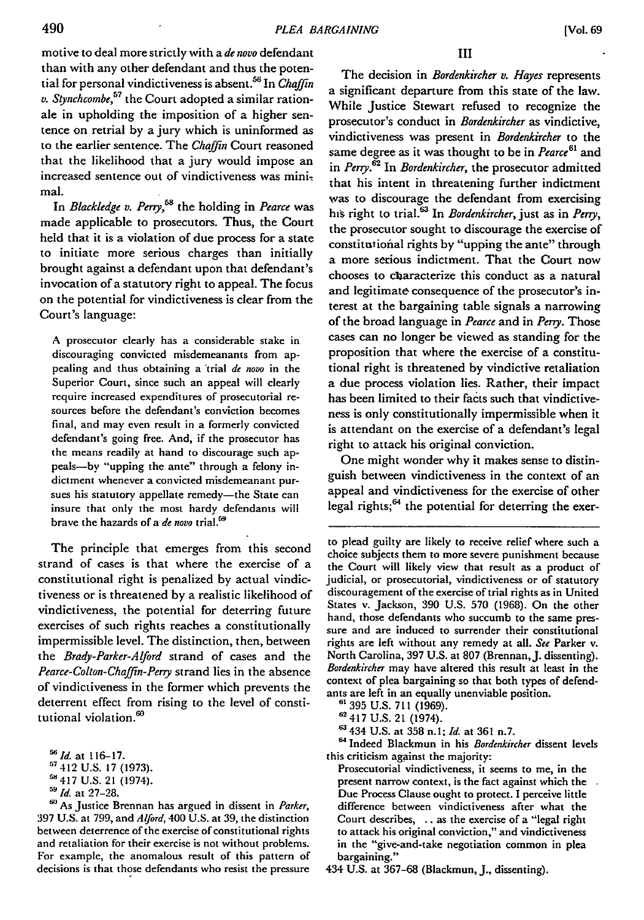motive to deal more strictly with a *de novo* defendant than with any other defendant and thus the potential for personal vindictiveness is absent.[56] In *Chaffin v. Stynchcombe*,[57] the Court adopted a similar rationale in upholding the imposition of a higher sentence on retrial by a jury which is uninformed as to the earlier sentence. The *Chaffin* Court reasoned that the likelihood that a jury would impose an increased sentence out of vindictiveness was minimal.

In *Blackledge v. Perry*,[58] the holding in *Pearce* was made applicable to prosecutors. Thus, the Court held that it is a violation of due process for a state to initiate more serious charges than initially brought against a defendant upon that defendant's invocation of a statutory right to appeal. The focus on the potential for vindictiveness is clear from the Court's language:

> A prosecutor clearly has a considerable stake in discouraging convicted misdemeanants from appealing and thus obtaining a trial *de novo* in the Superior Court, since such an appeal will clearly require increased expenditures of prosecutorial resources before the defendant's conviction becomes final, and may even result in a formerly convicted defendant's going free. And, if the prosecutor has the means readily at hand to discourage such appeals—by "upping the ante" through a felony indictment whenever a convicted misdemeanant pursues his statutory appellate remedy—the State can insure that only the most hardy defendants will brave the hazards of a *de novo* trial.[59]

The principle that emerges from this second strand of cases is that where the exercise of a constitutional right is penalized by actual vindictiveness or is threatened by a realistic likelihood of vindictiveness, the potential for deterring future exercises of such rights reaches a constitutionally impermissible level. The distinction, then, between the *Brady-Parker-Alford* strand of cases and the *Pearce-Colton-Chaffin-Perry* strand lies in the absence of vindictiveness in the former which prevents the deterrent effect from rising to the level of constitutional violation.[60]

III

The decision in *Bordenkircher v. Hayes* represents a significant departure from this state of the law. While Justice Stewart refused to recognize the prosecutor's conduct in *Bordenkircher* as vindictive, vindictiveness was present in *Bordenkircher* to the same degree as it was thought to be in *Pearce*[61] and in *Perry*.[62] In *Bordenkircher*, the prosecutor admitted that his intent in threatening further indictment was to discourage the defendant from exercising his right to trial.[63] In *Bordenkircher*, just as in *Perry*, the prosecutor sought to discourage the exercise of constitutional rights by "upping the ante" through a more serious indictment. That the Court now chooses to characterize this conduct as a natural and legitimate consequence of the prosecutor's interest at the bargaining table signals a narrowing of the broad language in *Pearce* and in *Perry*. Those cases can no longer be viewed as standing for the proposition that where the exercise of a constitutional right is threatened by vindictive retaliation a due process violation lies. Rather, their impact has been limited to their facts such that vindictiveness is only constitutionally impermissible when it is attendant on the exercise of a defendant's legal right to attack his original conviction.

One might wonder why it makes sense to distinguish between vindictiveness in the context of an appeal and vindictiveness for the exercise of other legal rights;[64] the potential for deterring the exer-

---

[56] *Id.* at 116–17.

[57] 412 U.S. 17 (1973).

[58] 417 U.S. 21 (1974).

[59] *Id.* at 27–28.

[60] As Justice Brennan has argued in dissent in *Parker*, 397 U.S. at 799, and *Alford*, 400 U.S. at 39, the distinction between deterrence of the exercise of constitutional rights and retaliation for their exercise is not without problems. For example, the anomalous result of this pattern of decisions is that those defendants who resist the pressure to plead guilty are likely to receive relief where such a choice subjects them to more severe punishment because the Court will likely view that result as a product of judicial, or prosecutorial, vindictiveness or of statutory discouragement of the exercise of trial rights as in United States v. Jackson, 390 U.S. 570 (1968). On the other hand, those defendants who succumb to the same pressure and are induced to surrender their constitutional rights are left without any remedy at all. *See* Parker v. North Carolina, 397 U.S. at 807 (Brennan, J. dissenting). *Bordenkircher* may have altered this result at least in the context of plea bargaining so that both types of defendants are left in an equally unenviable position.

[61] 395 U.S. 711 (1969).

[62] 417 U.S. 21 (1974).

[63] 434 U.S. at 358 n.1; *Id.* at 361 n.7.

[64] Indeed Blackmun in his *Bordenkircher* dissent levels this criticism against the majority:

> Prosecutorial vindictiveness, it seems to me, in the present narrow context, is the fact against which the Due Process Clause ought to protect. I perceive little difference between vindictiveness after what the Court describes, .. as the exercise of a "legal right to attack his original conviction," and vindictiveness in the "give-and-take negotiation common in plea bargaining."

434 U.S. at 367–68 (Blackmun, J., dissenting).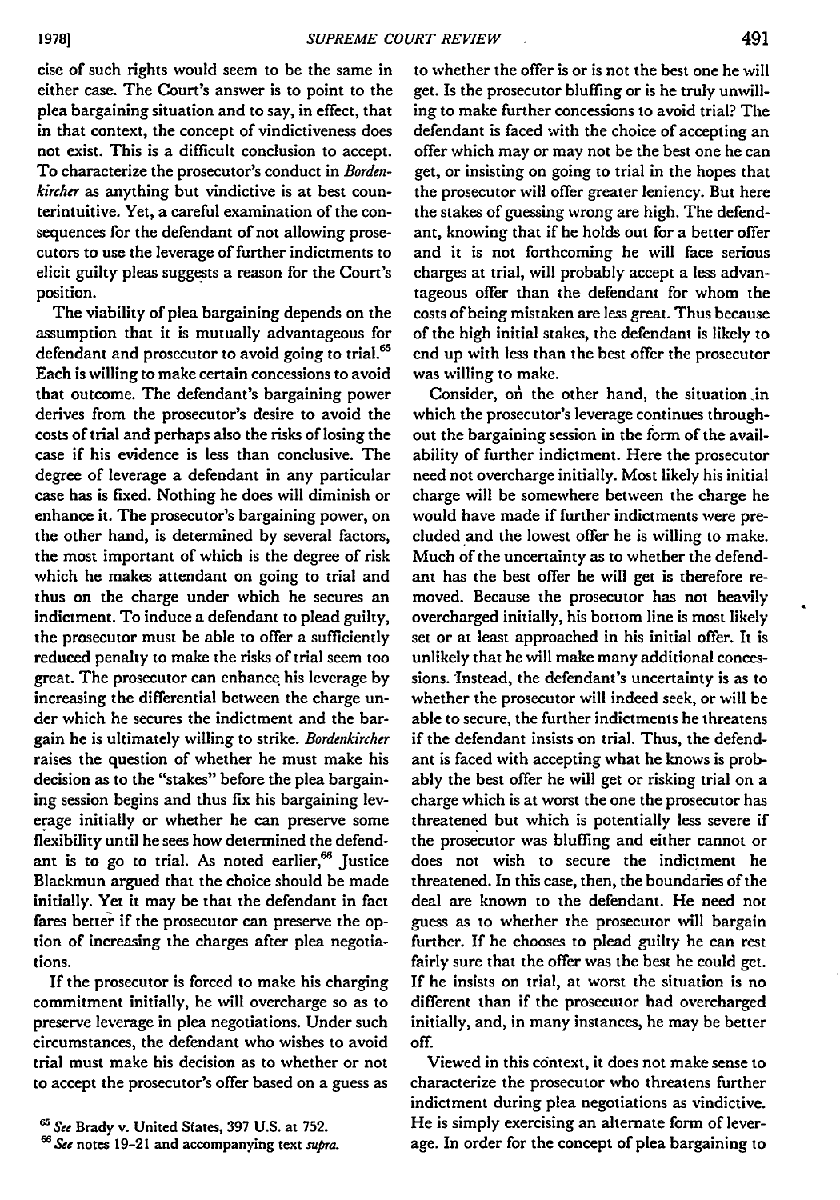cise of such rights would seem to be the same in either case. The Court's answer is to point to the plea bargaining situation and to say, in effect, that in that context, the concept of vindictiveness does not exist. This is a difficult conclusion to accept. To characterize the prosecutor's conduct in *Bordenkircher* as anything but vindictive is at best counterintuitive. Yet, a careful examination of the consequences for the defendant of not allowing prosecutors to use the leverage of further indictments to elicit guilty pleas suggests a reason for the Court's position.

The viability of plea bargaining depends on the assumption that it is mutually advantageous for defendant and prosecutor to avoid going to trial.[65] Each is willing to make certain concessions to avoid that outcome. The defendant's bargaining power derives from the prosecutor's desire to avoid the costs of trial and perhaps also the risks of losing the case if his evidence is less than conclusive. The degree of leverage a defendant in any particular case has is fixed. Nothing he does will diminish or enhance it. The prosecutor's bargaining power, on the other hand, is determined by several factors, the most important of which is the degree of risk which he makes attendant on going to trial and thus on the charge under which he secures an indictment. To induce a defendant to plead guilty, the prosecutor must be able to offer a sufficiently reduced penalty to make the risks of trial seem too great. The prosecutor can enhance his leverage by increasing the differential between the charge under which he secures the indictment and the bargain he is ultimately willing to strike. *Bordenkircher* raises the question of whether he must make his decision as to the "stakes" before the plea bargaining session begins and thus fix his bargaining leverage initially or whether he can preserve some flexibility until he sees how determined the defendant is to go to trial. As noted earlier,[66] Justice Blackmun argued that the choice should be made initially. Yet it may be that the defendant in fact fares better if the prosecutor can preserve the option of increasing the charges after plea negotiations.

If the prosecutor is forced to make his charging commitment initially, he will overcharge so as to preserve leverage in plea negotiations. Under such circumstances, the defendant who wishes to avoid trial must make his decision as to whether or not to accept the prosecutor's offer based on a guess as to whether the offer is or is not the best one he will get. Is the prosecutor bluffing or is he truly unwilling to make further concessions to avoid trial? The defendant is faced with the choice of accepting an offer which may or may not be the best one he can get, or insisting on going to trial in the hopes that the prosecutor will offer greater leniency. But here the stakes of guessing wrong are high. The defendant, knowing that if he holds out for a better offer and it is not forthcoming he will face serious charges at trial, will probably accept a less advantageous offer than the defendant for whom the costs of being mistaken are less great. Thus because of the high initial stakes, the defendant is likely to end up with less than the best offer the prosecutor was willing to make.

Consider, on the other hand, the situation in which the prosecutor's leverage continues throughout the bargaining session in the form of the availability of further indictment. Here the prosecutor need not overcharge initially. Most likely his initial charge will be somewhere between the charge he would have made if further indictments were precluded and the lowest offer he is willing to make. Much of the uncertainty as to whether the defendant has the best offer he will get is therefore removed. Because the prosecutor has not heavily overcharged initially, his bottom line is most likely set or at least approached in his initial offer. It is unlikely that he will make many additional concessions. Instead, the defendant's uncertainty is as to whether the prosecutor will indeed seek, or will be able to secure, the further indictments he threatens if the defendant insists on trial. Thus, the defendant is faced with accepting what he knows is probably the best offer he will get or risking trial on a charge which is at worst the one the prosecutor has threatened but which is potentially less severe if the prosecutor was bluffing and either cannot or does not wish to secure the indictment he threatened. In this case, then, the boundaries of the deal are known to the defendant. He need not guess as to whether the prosecutor will bargain further. If he chooses to plead guilty he can rest fairly sure that the offer was the best he could get. If he insists on trial, at worst the situation is no different than if the prosecutor had overcharged initially, and, in many instances, he may be better off.

Viewed in this context, it does not make sense to characterize the prosecutor who threatens further indictment during plea negotiations as vindictive. He is simply exercising an alternate form of leverage. In order for the concept of plea bargaining to

[65] *See* Brady v. United States, 397 U.S. at 752.

[66] *See* notes 19-21 and accompanying text *supra*.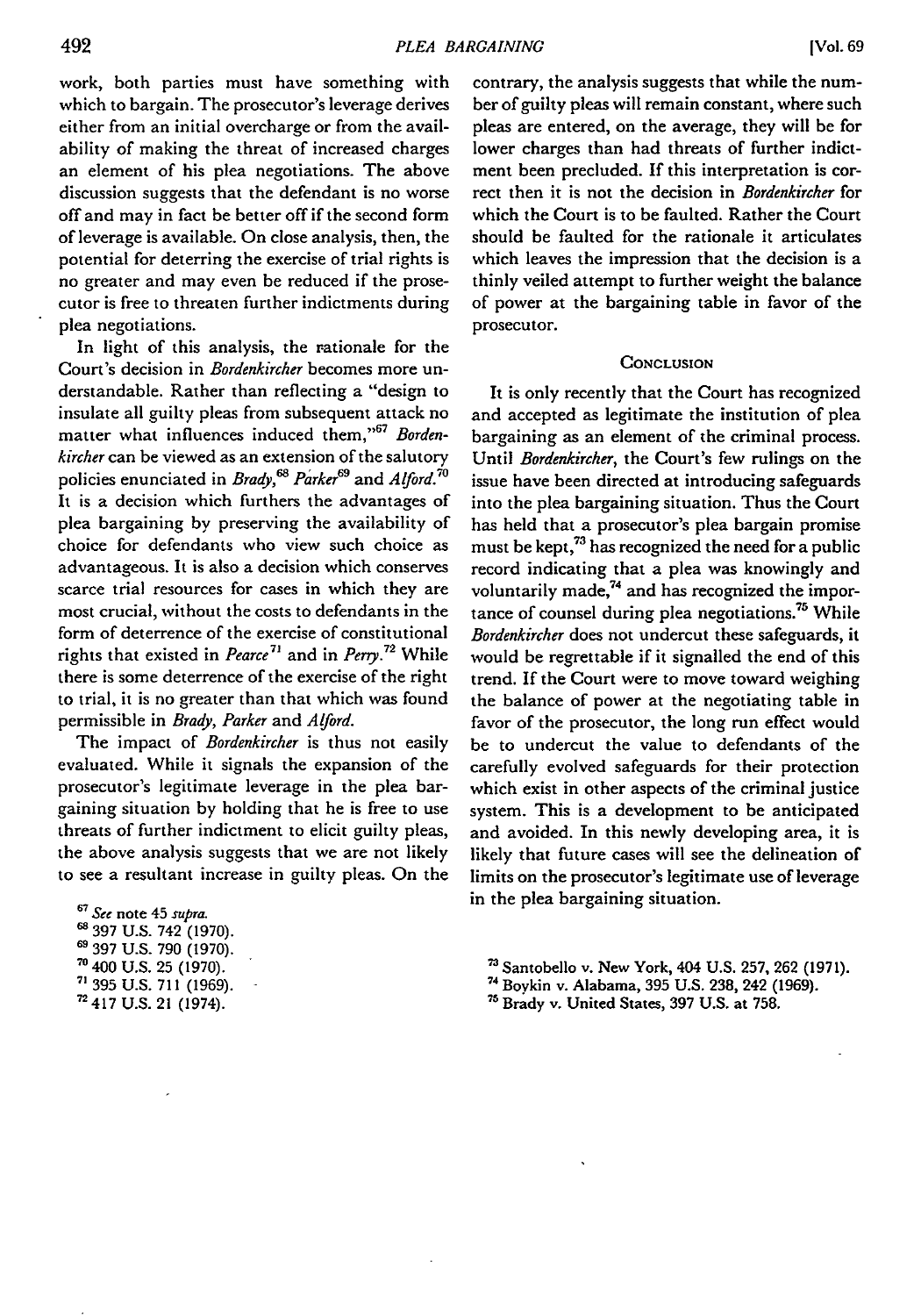work, both parties must have something with which to bargain. The prosecutor's leverage derives either from an initial overcharge or from the availability of making the threat of increased charges an element of his plea negotiations. The above discussion suggests that the defendant is no worse off and may in fact be better off if the second form of leverage is available. On close analysis, then, the potential for deterring the exercise of trial rights is no greater and may even be reduced if the prosecutor is free to threaten further indictments during plea negotiations.

In light of this analysis, the rationale for the Court's decision in *Bordenkircher* becomes more understandable. Rather than reflecting a "design to insulate all guilty pleas from subsequent attack no matter what influences induced them,"[67] *Bordenkircher* can be viewed as an extension of the salutory policies enunciated in *Brady*,[68] *Parker*[69] and *Alford*.[70] It is a decision which furthers the advantages of plea bargaining by preserving the availability of choice for defendants who view such choice as advantageous. It is also a decision which conserves scarce trial resources for cases in which they are most crucial, without the costs to defendants in the form of deterrence of the exercise of constitutional rights that existed in *Pearce*[71] and in *Perry*.[72] While there is some deterrence of the exercise of the right to trial, it is no greater than that which was found permissible in *Brady*, *Parker* and *Alford*.

The impact of *Bordenkircher* is thus not easily evaluated. While it signals the expansion of the prosecutor's legitimate leverage in the plea bargaining situation by holding that he is free to use threats of further indictment to elicit guilty pleas, the above analysis suggests that we are not likely to see a resultant increase in guilty pleas. On the contrary, the analysis suggests that while the number of guilty pleas will remain constant, where such pleas are entered, on the average, they will be for lower charges than had threats of further indictment been precluded. If this interpretation is correct then it is not the decision in *Bordenkircher* for which the Court is to be faulted. Rather the Court should be faulted for the rationale it articulates which leaves the impression that the decision is a thinly veiled attempt to further weight the balance of power at the bargaining table in favor of the prosecutor.

## CONCLUSION

It is only recently that the Court has recognized and accepted as legitimate the institution of plea bargaining as an element of the criminal process. Until *Bordenkircher*, the Court's few rulings on the issue have been directed at introducing safeguards into the plea bargaining situation. Thus the Court has held that a prosecutor's plea bargain promise must be kept,[73] has recognized the need for a public record indicating that a plea was knowingly and voluntarily made,[74] and has recognized the importance of counsel during plea negotiations.[75] While *Bordenkircher* does not undercut these safeguards, it would be regrettable if it signalled the end of this trend. If the Court were to move toward weighing the balance of power at the negotiating table in favor of the prosecutor, the long run effect would be to undercut the value to defendants of the carefully evolved safeguards for their protection which exist in other aspects of the criminal justice system. This is a development to be anticipated and avoided. In this newly developing area, it is likely that future cases will see the delineation of limits on the prosecutor's legitimate use of leverage in the plea bargaining situation.

[67] *See* note 45 *supra*.
[68] 397 U.S. 742 (1970).
[69] 397 U.S. 790 (1970).
[70] 400 U.S. 25 (1970).
[71] 395 U.S. 711 (1969).
[72] 417 U.S. 21 (1974).

[73] Santobello v. New York, 404 U.S. 257, 262 (1971).
[74] Boykin v. Alabama, 395 U.S. 238, 242 (1969).
[75] Brady v. United States, 397 U.S. at 758.